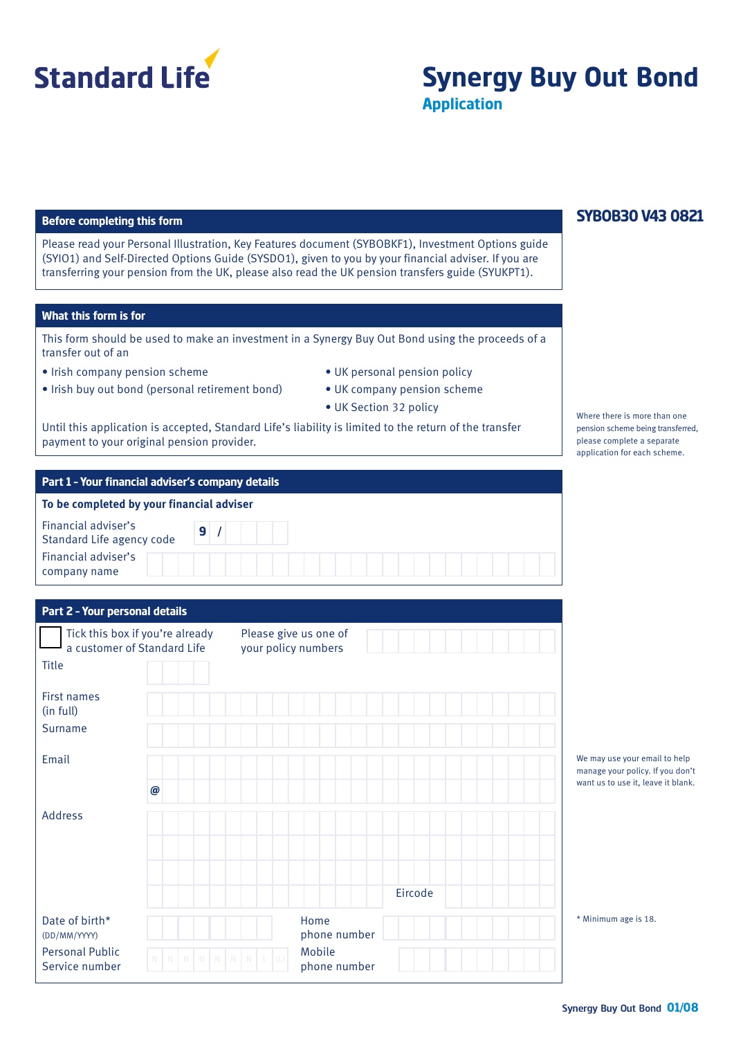Standard Life

# Synergy Buy Out Bond

## Application

**SYBOB30 V43 0821**

### Before completing this form

Please read your Personal Illustration, Key Features document (SYBOBKF1), Investment Options guide (SYIO1) and Self-Directed Options Guide (SYSDO1), given to you by your financial adviser. If you are transferring your pension from the UK, please also read the UK pension transfers guide (SYUKPT1).

### What this form is for

This form should be used to make an investment in a Synergy Buy Out Bond using the proceeds of a transfer out of an

- Irish company pension scheme
- Irish buy out bond (personal retirement bond)
- UK personal pension policy
- UK company pension scheme
- UK Section 32 policy

Until this application is accepted, Standard Life's liability is limited to the return of the transfer payment to your original pension provider.

Where there is more than one pension scheme being transferred, please complete a separate application for each scheme.

### Part 1 - Your financial adviser's company details

**To be completed by your financial adviser**

Financial adviser's Standard Life agency code: 9 /

Financial adviser's company name:

### Part 2 - Your personal details

☐ Tick this box if you're already a customer of Standard Life

Please give us one of your policy numbers:

Title:

First names (in full):

Surname:

Email: @

We may use your email to help manage your policy. If you don't want us to use it, leave it blank.

Address:

Eircode:

Date of birth* (DD/MM/YYYY):

Home phone number:

Personal Public Service number: N N N N N N N L (L)

Mobile phone number:

\* Minimum age is 18.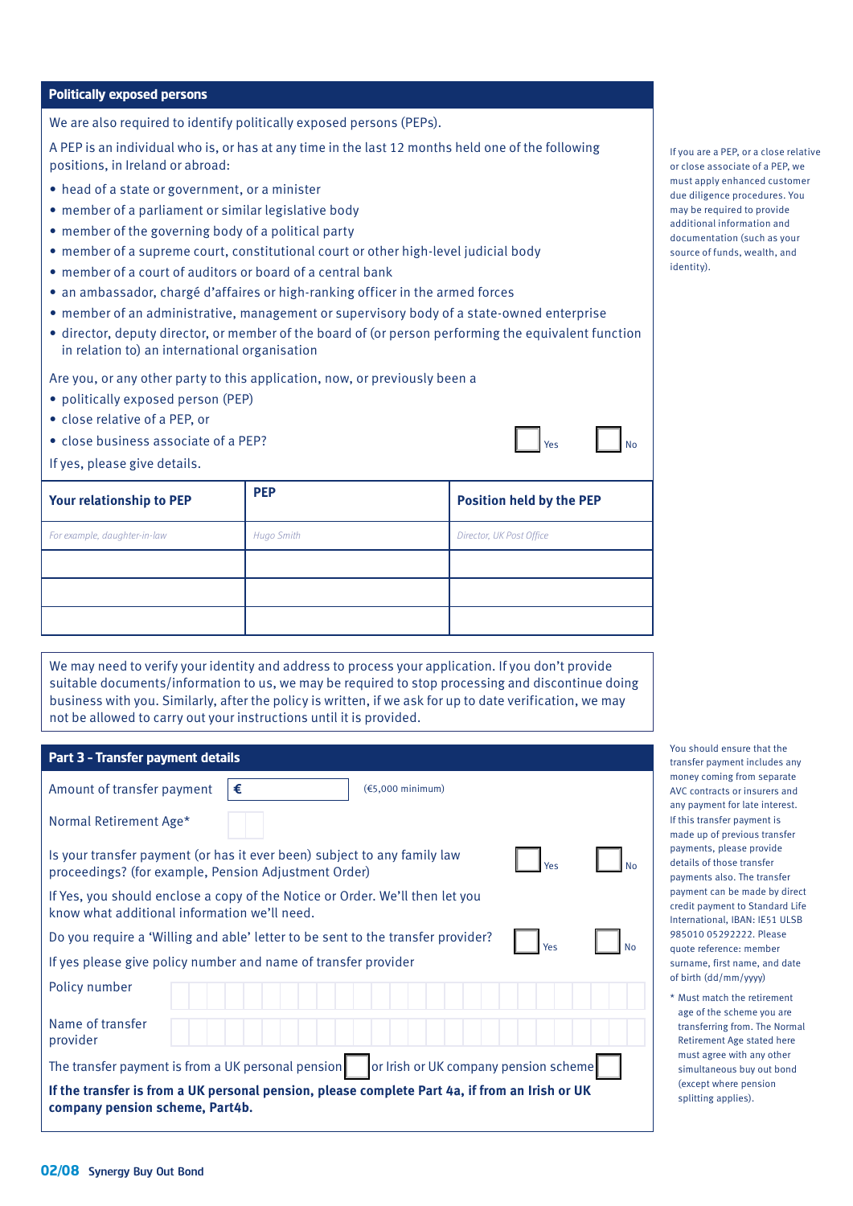## Politically exposed persons

We are also required to identify politically exposed persons (PEPs).

A PEP is an individual who is, or has at any time in the last 12 months held one of the following positions, in Ireland or abroad:

- head of a state or government, or a minister
- member of a parliament or similar legislative body
- member of the governing body of a political party
- member of a supreme court, constitutional court or other high-level judicial body
- member of a court of auditors or board of a central bank
- an ambassador, chargé d'affaires or high-ranking officer in the armed forces
- member of an administrative, management or supervisory body of a state-owned enterprise
- director, deputy director, or member of the board of (or person performing the equivalent function in relation to) an international organisation

If you are a PEP, or a close relative or close associate of a PEP, we must apply enhanced customer due diligence procedures. You may be required to provide additional information and documentation (such as your source of funds, wealth, and identity).

Are you, or any other party to this application, now, or previously been a

- politically exposed person (PEP)
- close relative of a PEP, or
- close business associate of a PEP? ☐ Yes ☐ No

If yes, please give details.

| Your relationship to PEP | PEP | Position held by the PEP |
|---|---|---|
| *For example, daughter-in-law* | *Hugo Smith* | *Director, UK Post Office* |
| | | |
| | | |
| | | |

We may need to verify your identity and address to process your application. If you don't provide suitable documents/information to us, we may be required to stop processing and discontinue doing business with you. Similarly, after the policy is written, if we ask for up to date verification, we may not be allowed to carry out your instructions until it is provided.

## Part 3 - Transfer payment details

Amount of transfer payment € ______ (€5,000 minimum)

Normal Retirement Age* ______

Is your transfer payment (or has it ever been) subject to any family law proceedings? (for example, Pension Adjustment Order) ☐ Yes ☐ No

If Yes, you should enclose a copy of the Notice or Order. We'll then let you know what additional information we'll need.

Do you require a 'Willing and able' letter to be sent to the transfer provider? ☐ Yes ☐ No

If yes please give policy number and name of transfer provider

Policy number ______

Name of transfer provider ______

The transfer payment is from a UK personal pension ☐ or Irish or UK company pension scheme ☐

**If the transfer is from a UK personal pension, please complete Part 4a, if from an Irish or UK company pension scheme, Part4b.**

You should ensure that the transfer payment includes any money coming from separate AVC contracts or insurers and any payment for late interest. If this transfer payment is made up of previous transfer payments, please provide details of those transfer payments also. The transfer payment can be made by direct credit payment to Standard Life International, IBAN: IE51 ULSB 985010 05292222. Please quote reference: member surname, first name, and date of birth (dd/mm/yyyy)

\* Must match the retirement age of the scheme you are transferring from. The Normal Retirement Age stated here must agree with any other simultaneous buy out bond (except where pension splitting applies).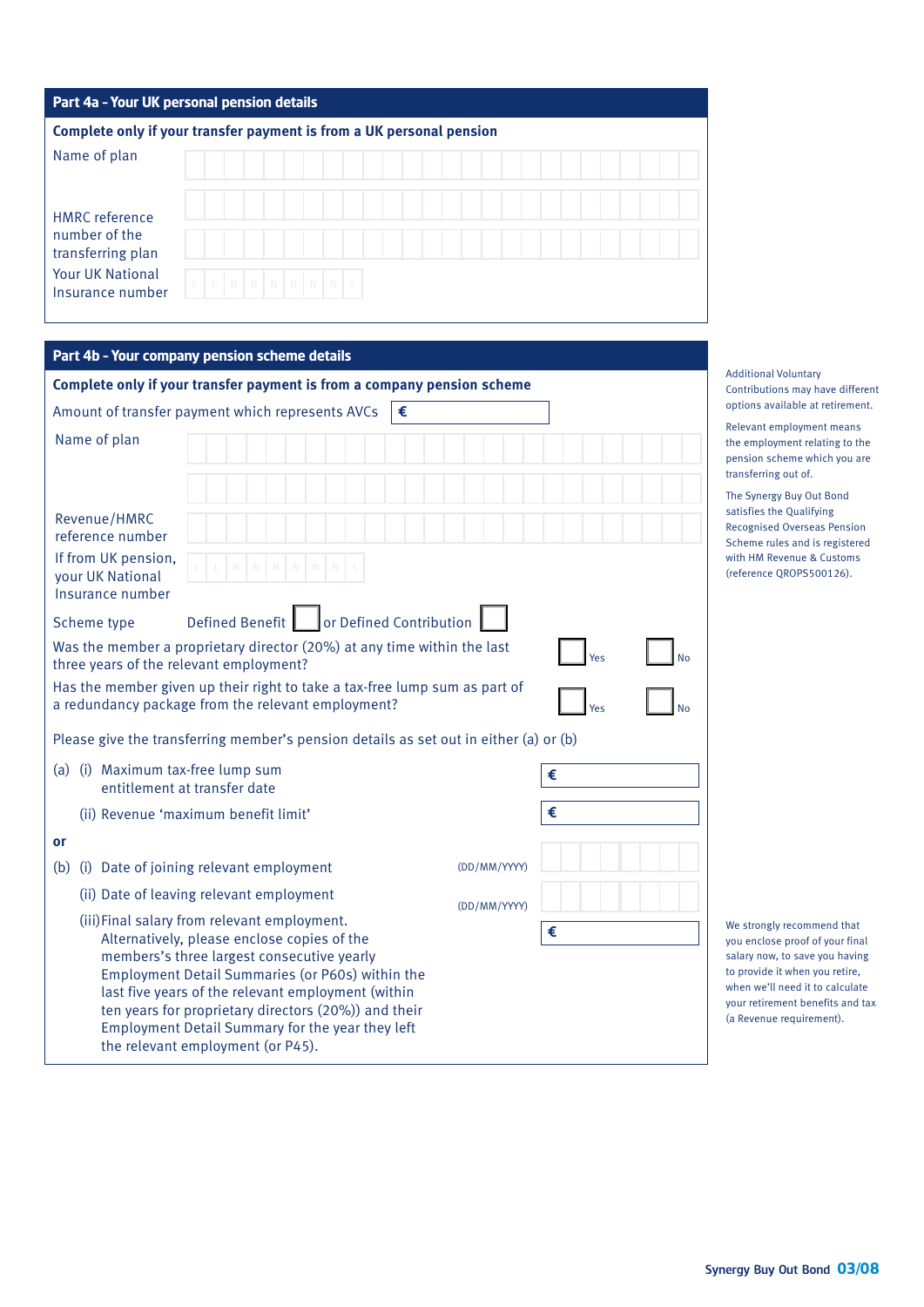## Part 4a – Your UK personal pension details

**Complete only if your transfer payment is from a UK personal pension**

Name of plan

HMRC reference number of the transferring plan

Your UK National Insurance number

## Part 4b – Your company pension scheme details

**Complete only if your transfer payment is from a company pension scheme**

Amount of transfer payment which represents AVCs €

Name of plan

Revenue/HMRC reference number

If from UK pension, your UK National Insurance number

Scheme type Defined Benefit ☐ or Defined Contribution ☐

Was the member a proprietary director (20%) at any time within the last three years of the relevant employment? ☐ Yes ☐ No

Has the member given up their right to take a tax-free lump sum as part of a redundancy package from the relevant employment? ☐ Yes ☐ No

Please give the transferring member's pension details as set out in either (a) or (b)

(a) (i) Maximum tax-free lump sum entitlement at transfer date €

(ii) Revenue 'maximum benefit limit' €

**or**

(b) (i) Date of joining relevant employment (DD/MM/YYYY)

(ii) Date of leaving relevant employment (DD/MM/YYYY)

(iii) Final salary from relevant employment. Alternatively, please enclose copies of the members's three largest consecutive yearly Employment Detail Summaries (or P60s) within the last five years of the relevant employment (within ten years for proprietary directors (20%)) and their Employment Detail Summary for the year they left the relevant employment (or P45). €

Additional Voluntary Contributions may have different options available at retirement.

Relevant employment means the employment relating to the pension scheme which you are transferring out of.

The Synergy Buy Out Bond satisfies the Qualifying Recognised Overseas Pension Scheme rules and is registered with HM Revenue & Customs (reference QROPS500126).

We strongly recommend that you enclose proof of your final salary now, to save you having to provide it when you retire, when we'll need it to calculate your retirement benefits and tax (a Revenue requirement).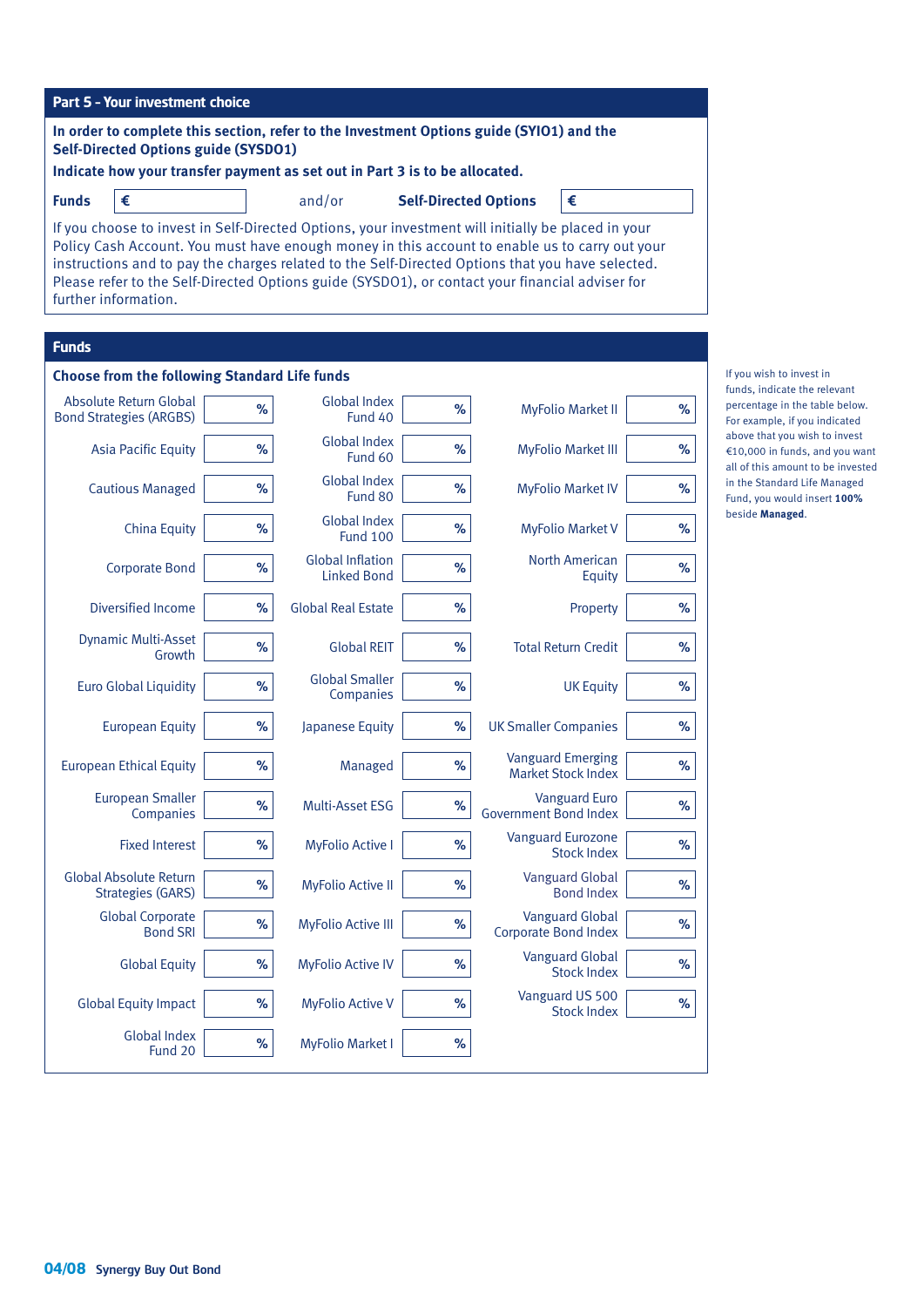## Part 5 - Your investment choice

**In order to complete this section, refer to the Investment Options guide (SYIO1) and the Self-Directed Options guide (SYSDO1)**

**Indicate how your transfer payment as set out in Part 3 is to be allocated.**

**Funds** € ______ and/or **Self-Directed Options** € ______

If you choose to invest in Self-Directed Options, your investment will initially be placed in your Policy Cash Account. You must have enough money in this account to enable us to carry out your instructions and to pay the charges related to the Self-Directed Options that you have selected. Please refer to the Self-Directed Options guide (SYSDO1), or contact your financial adviser for further information.

## Funds

**Choose from the following Standard Life funds**

| Fund | % | Fund | % | Fund | % |
|---|---|---|---|---|---|
| Absolute Return Global Bond Strategies (ARGBS) | % | Global Index Fund 40 | % | MyFolio Market II | % |
| Asia Pacific Equity | % | Global Index Fund 60 | % | MyFolio Market III | % |
| Cautious Managed | % | Global Index Fund 80 | % | MyFolio Market IV | % |
| China Equity | % | Global Index Fund 100 | % | MyFolio Market V | % |
| Corporate Bond | % | Global Inflation Linked Bond | % | North American Equity | % |
| Diversified Income | % | Global Real Estate | % | Property | % |
| Dynamic Multi-Asset Growth | % | Global REIT | % | Total Return Credit | % |
| Euro Global Liquidity | % | Global Smaller Companies | % | UK Equity | % |
| European Equity | % | Japanese Equity | % | UK Smaller Companies | % |
| European Ethical Equity | % | Managed | % | Vanguard Emerging Market Stock Index | % |
| European Smaller Companies | % | Multi-Asset ESG | % | Vanguard Euro Government Bond Index | % |
| Fixed Interest | % | MyFolio Active I | % | Vanguard Eurozone Stock Index | % |
| Global Absolute Return Strategies (GARS) | % | MyFolio Active II | % | Vanguard Global Bond Index | % |
| Global Corporate Bond SRI | % | MyFolio Active III | % | Vanguard Global Corporate Bond Index | % |
| Global Equity | % | MyFolio Active IV | % | Vanguard Global Stock Index | % |
| Global Equity Impact | % | MyFolio Active V | % | Vanguard US 500 Stock Index | % |
| Global Index Fund 20 | % | MyFolio Market I | % | | |

If you wish to invest in funds, indicate the relevant percentage in the table below. For example, if you indicated above that you wish to invest €10,000 in funds, and you want all of this amount to be invested in the Standard Life Managed Fund, you would insert **100%** beside **Managed**.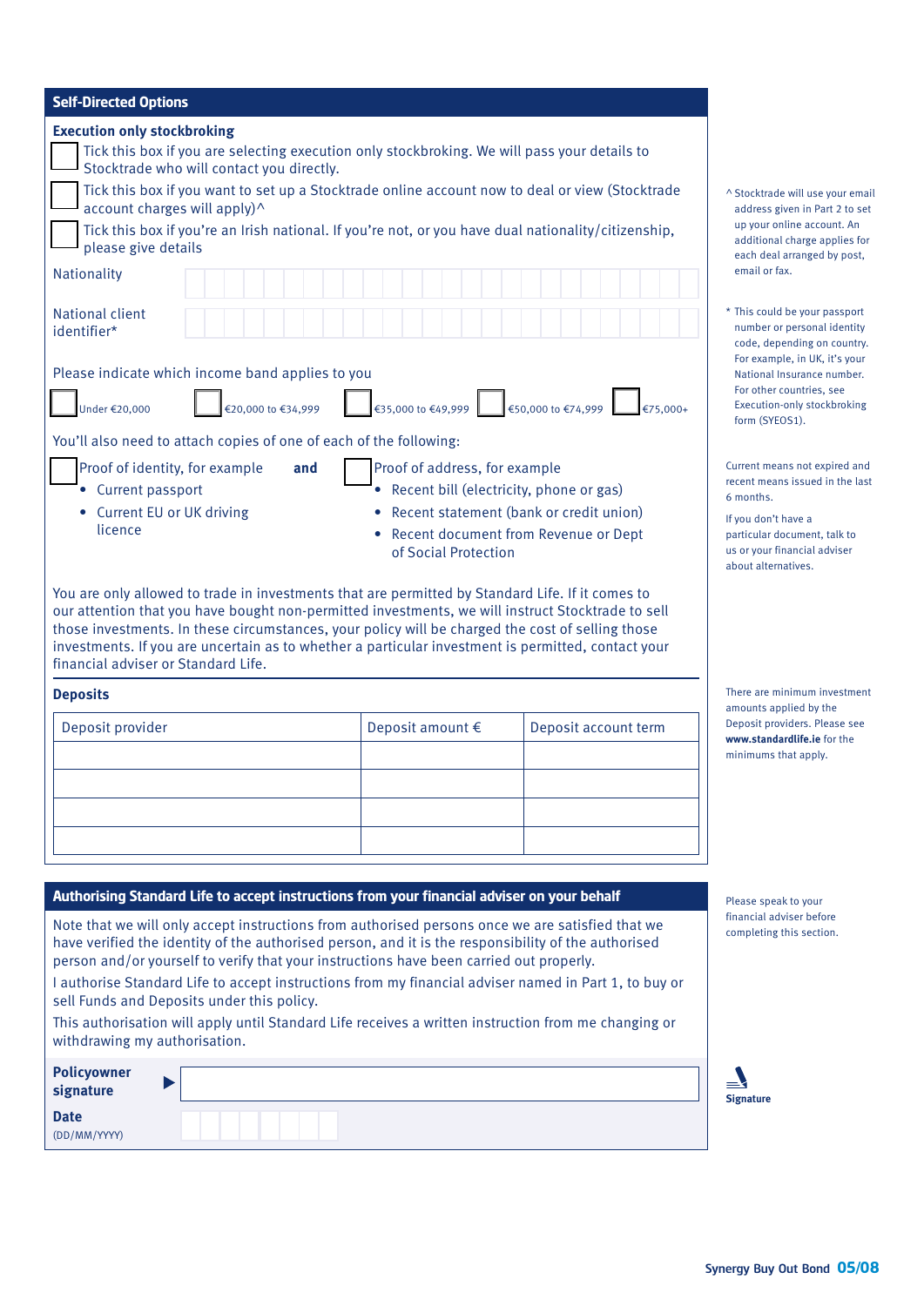## Self-Directed Options

### Execution only stockbroking

☐ Tick this box if you are selecting execution only stockbroking. We will pass your details to Stocktrade who will contact you directly.

☐ Tick this box if you want to set up a Stocktrade online account now to deal or view (Stocktrade account charges will apply)^

☐ Tick this box if you're an Irish national. If you're not, or you have dual nationality/citizenship, please give details

Nationality

National client identifier*

Please indicate which income band applies to you

☐ Under €20,000 ☐ €20,000 to €34,999 ☐ €35,000 to €49,999 ☐ €50,000 to €74,999 ☐ €75,000+

You'll also need to attach copies of one of each of the following:

☐ Proof of identity, for example
- Current passport
- Current EU or UK driving licence

**and**

☐ Proof of address, for example
- Recent bill (electricity, phone or gas)
- Recent statement (bank or credit union)
- Recent document from Revenue or Dept of Social Protection

You are only allowed to trade in investments that are permitted by Standard Life. If it comes to our attention that you have bought non-permitted investments, we will instruct Stocktrade to sell those investments. In these circumstances, your policy will be charged the cost of selling those investments. If you are uncertain as to whether a particular investment is permitted, contact your financial adviser or Standard Life.

^ Stocktrade will use your email address given in Part 2 to set up your online account. An additional charge applies for each deal arranged by post, email or fax.

* This could be your passport number or personal identity code, depending on country. For example, in UK, it's your National Insurance number. For other countries, see Execution-only stockbroking form (SYEOS1).

Current means not expired and recent means issued in the last 6 months.

If you don't have a particular document, talk to us or your financial adviser about alternatives.

### Deposits

| Deposit provider | Deposit amount € | Deposit account term |
|---|---|---|
| | | |
| | | |
| | | |
| | | |

There are minimum investment amounts applied by the Deposit providers. Please see **www.standardlife.ie** for the minimums that apply.

## Authorising Standard Life to accept instructions from your financial adviser on your behalf

Note that we will only accept instructions from authorised persons once we are satisfied that we have verified the identity of the authorised person, and it is the responsibility of the authorised person and/or yourself to verify that your instructions have been carried out properly.

I authorise Standard Life to accept instructions from my financial adviser named in Part 1, to buy or sell Funds and Deposits under this policy.

This authorisation will apply until Standard Life receives a written instruction from me changing or withdrawing my authorisation.

Please speak to your financial adviser before completing this section.

**Policyowner signature** ▶

**Date** (DD/MM/YYYY)

**Signature**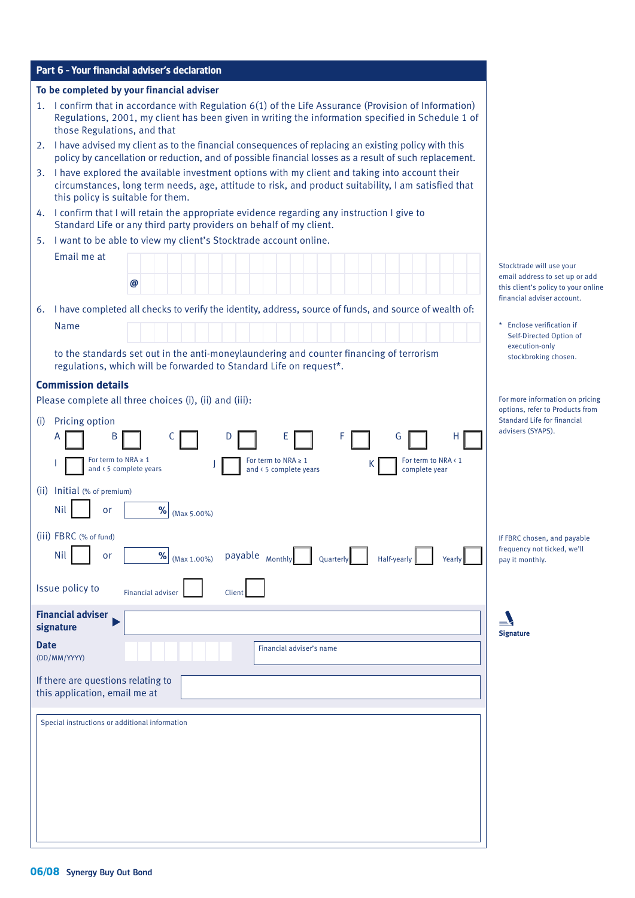## Part 6 – Your financial adviser's declaration

**To be completed by your financial adviser**

1. I confirm that in accordance with Regulation 6(1) of the Life Assurance (Provision of Information) Regulations, 2001, my client has been given in writing the information specified in Schedule 1 of those Regulations, and that
2. I have advised my client as to the financial consequences of replacing an existing policy with this policy by cancellation or reduction, and of possible financial losses as a result of such replacement.
3. I have explored the available investment options with my client and taking into account their circumstances, long term needs, age, attitude to risk, and product suitability, I am satisfied that this policy is suitable for them.
4. I confirm that I will retain the appropriate evidence regarding any instruction I give to Standard Life or any third party providers on behalf of my client.
5. I want to be able to view my client's Stocktrade account online.

   Email me at ______________________ @ ______________________

   Stocktrade will use your email address to set up or add this client's policy to your online financial adviser account.

6. I have completed all checks to verify the identity, address, source of funds, and source of wealth of:

   Name ______________________

   to the standards set out in the anti-moneylaundering and counter financing of terrorism regulations, which will be forwarded to Standard Life on request*.

   \* Enclose verification if Self-Directed Option of execution-only stockbroking chosen.

### Commission details

Please complete all three choices (i), (ii) and (iii):

For more information on pricing options, refer to Products from Standard Life for financial advisers (SYAPS).

(i) Pricing option

A ☐ B ☐ C ☐ D ☐ E ☐ F ☐ G ☐ H ☐

I ☐ For term to NRA ≥ 1 and ‹ 5 complete years  J ☐ For term to NRA ≥ 1 and ‹ 5 complete years  K ☐ For term to NRA ‹ 1 complete year

(ii) Initial (% of premium)

Nil ☐ or ______ % (Max 5.00%)

(iii) FBRC (% of fund)

Nil ☐ or ______ % (Max 1.00%) payable Monthly ☐ Quarterly ☐ Half-yearly ☐ Yearly ☐

If FBRC chosen, and payable frequency not ticked, we'll pay it monthly.

Issue policy to Financial adviser ☐ Client ☐

**Financial adviser signature** ______________________

Signature

**Date** (DD/MM/YYYY) ______________________

Financial adviser's name ______________________

If there are questions relating to this application, email me at ______________________

Special instructions or additional information

______________________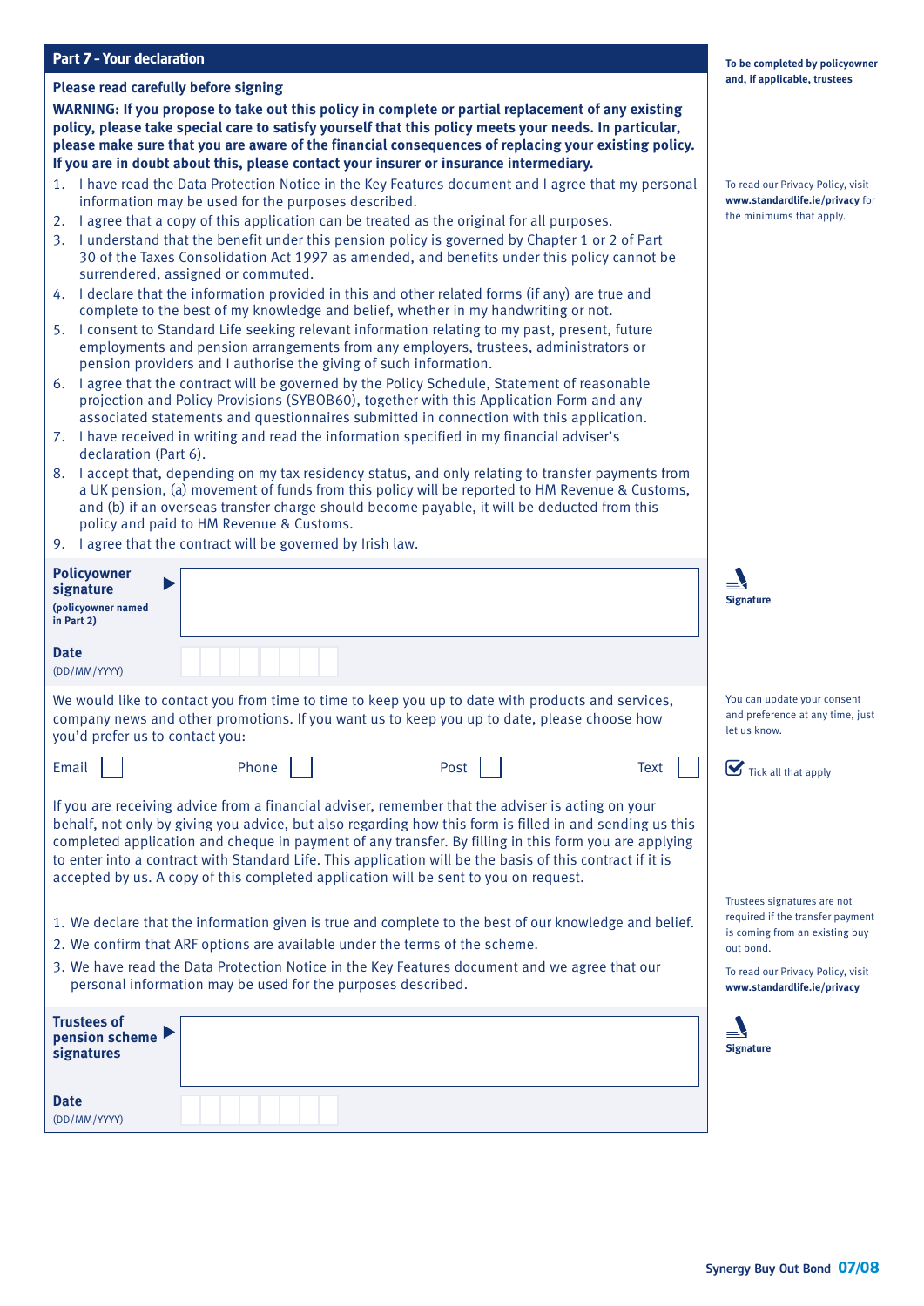## Part 7 - Your declaration

*To be completed by policyowner and, if applicable, trustees*

**Please read carefully before signing**

**WARNING: If you propose to take out this policy in complete or partial replacement of any existing policy, please take special care to satisfy yourself that this policy meets your needs. In particular, please make sure that you are aware of the financial consequences of replacing your existing policy. If you are in doubt about this, please contact your insurer or insurance intermediary.**

1. I have read the Data Protection Notice in the Key Features document and I agree that my personal information may be used for the purposes described.
2. I agree that a copy of this application can be treated as the original for all purposes.
3. I understand that the benefit under this pension policy is governed by Chapter 1 or 2 of Part 30 of the Taxes Consolidation Act 1997 as amended, and benefits under this policy cannot be surrendered, assigned or commuted.
4. I declare that the information provided in this and other related forms (if any) are true and complete to the best of my knowledge and belief, whether in my handwriting or not.
5. I consent to Standard Life seeking relevant information relating to my past, present, future employments and pension arrangements from any employers, trustees, administrators or pension providers and I authorise the giving of such information.
6. I agree that the contract will be governed by the Policy Schedule, Statement of reasonable projection and Policy Provisions (SYBOB60), together with this Application Form and any associated statements and questionnaires submitted in connection with this application.
7. I have received in writing and read the information specified in my financial adviser's declaration (Part 6).
8. I accept that, depending on my tax residency status, and only relating to transfer payments from a UK pension, (a) movement of funds from this policy will be reported to HM Revenue & Customs, and (b) if an overseas transfer charge should become payable, it will be deducted from this policy and paid to HM Revenue & Customs.
9. I agree that the contract will be governed by Irish law.

To read our Privacy Policy, visit **www.standardlife.ie/privacy** for the minimums that apply.

**Policyowner signature** (policyowner named in Part 2) ▶ ____________________ Signature

**Date** (DD/MM/YYYY) __ __ / __ __ / __ __ __ __

We would like to contact you from time to time to keep you up to date with products and services, company news and other promotions. If you want us to keep you up to date, please choose how you'd prefer us to contact you:

Email ☐ Phone ☐ Post ☐ Text ☐

Tick all that apply

You can update your consent and preference at any time, just let us know.

If you are receiving advice from a financial adviser, remember that the adviser is acting on your behalf, not only by giving you advice, but also regarding how this form is filled in and sending us this completed application and cheque in payment of any transfer. By filling in this form you are applying to enter into a contract with Standard Life. This application will be the basis of this contract if it is accepted by us. A copy of this completed application will be sent to you on request.

1. We declare that the information given is true and complete to the best of our knowledge and belief.
2. We confirm that ARF options are available under the terms of the scheme.
3. We have read the Data Protection Notice in the Key Features document and we agree that our personal information may be used for the purposes described.

Trustees signatures are not required if the transfer payment is coming from an existing buy out bond.

To read our Privacy Policy, visit **www.standardlife.ie/privacy**

**Trustees of pension scheme signatures** ▶ ____________________ Signature

**Date** (DD/MM/YYYY) __ __ / __ __ / __ __ __ __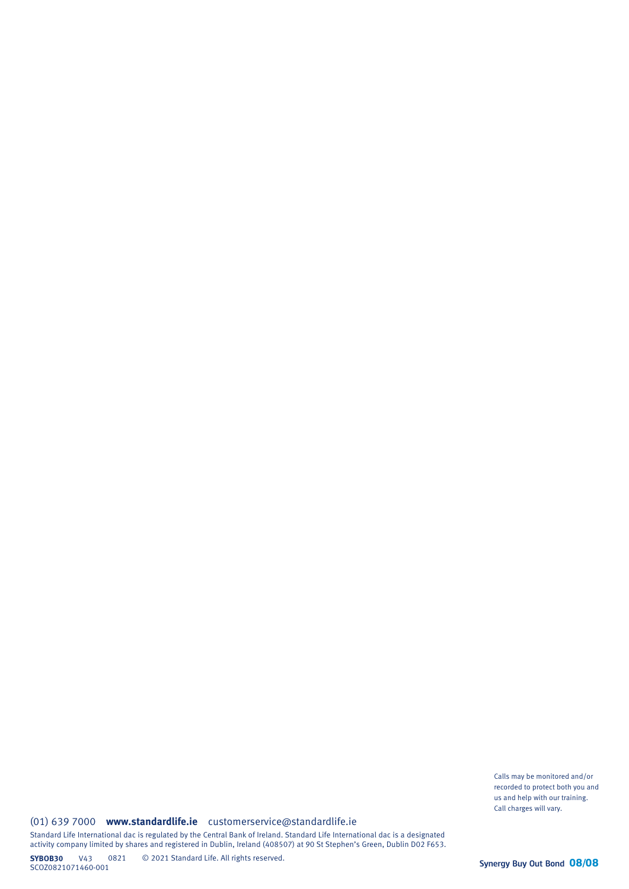Calls may be monitored and/or recorded to protect both you and us and help with our training. Call charges will vary.

(01) 639 7000 **www.standardlife.ie** customerservice@standardlife.ie

Standard Life International dac is regulated by the Central Bank of Ireland. Standard Life International dac is a designated activity company limited by shares and registered in Dublin, Ireland (408507) at 90 St Stephen's Green, Dublin D02 F653.

**SYBOB30** V43 0821 © 2021 Standard Life. All rights reserved.
SCOZ0821071460-001